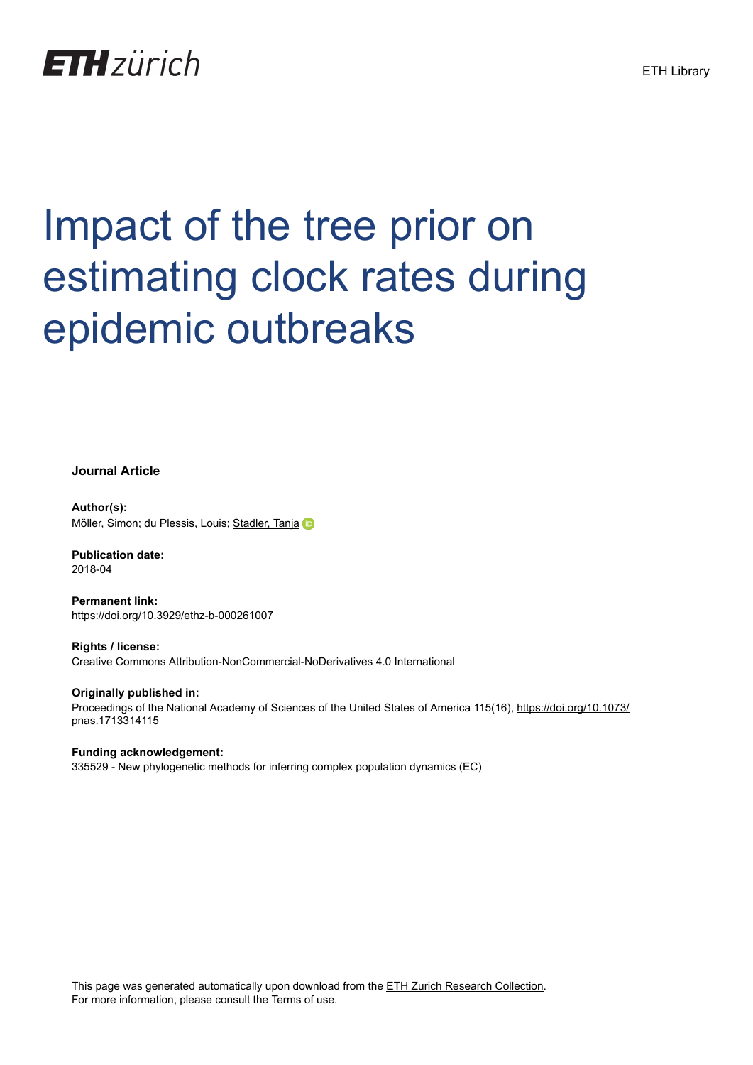ETH zürich

ETH Library

# Impact of the tree prior on estimating clock rates during epidemic outbreaks

**Journal Article**

**Author(s):**
Möller, Simon; du Plessis, Louis; Stadler, Tanja

**Publication date:**
2018-04

**Permanent link:**
https://doi.org/10.3929/ethz-b-000261007

**Rights / license:**
Creative Commons Attribution-NonCommercial-NoDerivatives 4.0 International

**Originally published in:**
Proceedings of the National Academy of Sciences of the United States of America 115(16), https://doi.org/10.1073/pnas.1713314115

**Funding acknowledgement:**
335529 - New phylogenetic methods for inferring complex population dynamics (EC)

This page was generated automatically upon download from the ETH Zurich Research Collection.
For more information, please consult the Terms of use.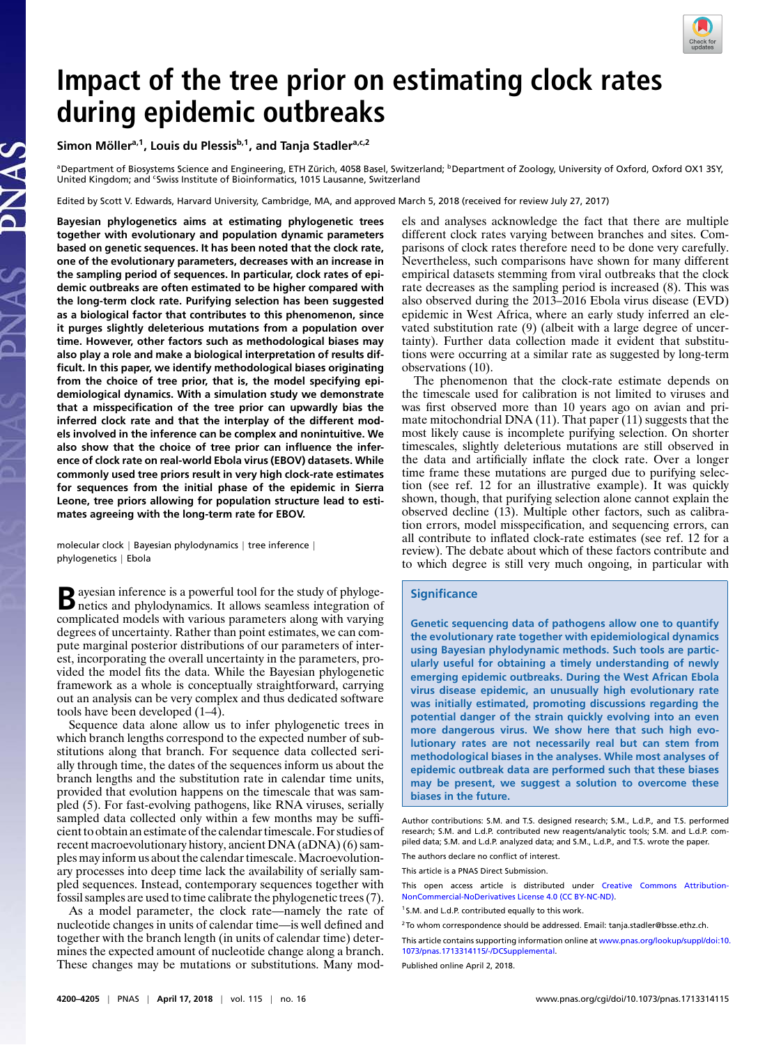# Impact of the tree prior on estimating clock rates during epidemic outbreaks

**Simon Möller[a,1], Louis du Plessis[b,1], and Tanja Stadler[a,c,2]**

[a]Department of Biosystems Science and Engineering, ETH Zürich, 4058 Basel, Switzerland; [b]Department of Zoology, University of Oxford, Oxford OX1 3SY, United Kingdom; and [c]Swiss Institute of Bioinformatics, 1015 Lausanne, Switzerland

Edited by Scott V. Edwards, Harvard University, Cambridge, MA, and approved March 5, 2018 (received for review July 27, 2017)

**Bayesian phylogenetics aims at estimating phylogenetic trees together with evolutionary and population dynamic parameters based on genetic sequences. It has been noted that the clock rate, one of the evolutionary parameters, decreases with an increase in the sampling period of sequences. In particular, clock rates of epidemic outbreaks are often estimated to be higher compared with the long-term clock rate. Purifying selection has been suggested as a biological factor that contributes to this phenomenon, since it purges slightly deleterious mutations from a population over time. However, other factors such as methodological biases may also play a role and make a biological interpretation of results difficult. In this paper, we identify methodological biases originating from the choice of tree prior, that is, the model specifying epidemiological dynamics. With a simulation study we demonstrate that a misspecification of the tree prior can upwardly bias the inferred clock rate and that the interplay of the different models involved in the inference can be complex and nonintuitive. We also show that the choice of tree prior can influence the inference of clock rate on real-world Ebola virus (EBOV) datasets. While commonly used tree priors result in very high clock-rate estimates for sequences from the initial phase of the epidemic in Sierra Leone, tree priors allowing for population structure lead to estimates agreeing with the long-term rate for EBOV.**

molecular clock | Bayesian phylodynamics | tree inference | phylogenetics | Ebola

Bayesian inference is a powerful tool for the study of phylogenetics and phylodynamics. It allows seamless integration of complicated models with various parameters along with varying degrees of uncertainty. Rather than point estimates, we can compute marginal posterior distributions of our parameters of interest, incorporating the overall uncertainty in the parameters, provided the model fits the data. While the Bayesian phylogenetic framework as a whole is conceptually straightforward, carrying out an analysis can be very complex and thus dedicated software tools have been developed (1–4).

Sequence data alone allow us to infer phylogenetic trees in which branch lengths correspond to the expected number of substitutions along that branch. For sequence data collected serially through time, the dates of the sequences inform us about the branch lengths and the substitution rate in calendar time units, provided that evolution happens on the timescale that was sampled (5). For fast-evolving pathogens, like RNA viruses, serially sampled data collected only within a few months may be sufficient to obtain an estimate of the calendar timescale. For studies of recent macroevolutionary history, ancient DNA (aDNA) (6) samples may inform us about the calendar timescale. Macroevolutionary processes into deep time lack the availability of serially sampled sequences. Instead, contemporary sequences together with fossil samples are used to time calibrate the phylogenetic trees (7).

As a model parameter, the clock rate—namely the rate of nucleotide changes in units of calendar time—is well defined and together with the branch length (in units of calendar time) determines the expected amount of nucleotide change along a branch. These changes may be mutations or substitutions. Many models and analyses acknowledge the fact that there are multiple different clock rates varying between branches and sites. Comparisons of clock rates therefore need to be done very carefully. Nevertheless, such comparisons have shown for many different empirical datasets stemming from viral outbreaks that the clock rate decreases as the sampling period is increased (8). This was also observed during the 2013–2016 Ebola virus disease (EVD) epidemic in West Africa, where an early study inferred an elevated substitution rate (9) (albeit with a large degree of uncertainty). Further data collection made it evident that substitutions were occurring at a similar rate as suggested by long-term observations (10).

The phenomenon that the clock-rate estimate depends on the timescale used for calibration is not limited to viruses and was first observed more than 10 years ago on avian and primate mitochondrial DNA (11). That paper (11) suggests that the most likely cause is incomplete purifying selection. On shorter timescales, slightly deleterious mutations are still observed in the data and artificially inflate the clock rate. Over a longer time frame these mutations are purged due to purifying selection (see ref. 12 for an illustrative example). It was quickly shown, though, that purifying selection alone cannot explain the observed decline (13). Multiple other factors, such as calibration errors, model misspecification, and sequencing errors, can all contribute to inflated clock-rate estimates (see ref. 12 for a review). The debate about which of these factors contribute and to which degree is still very much ongoing, in particular with

## Significance

Genetic sequencing data of pathogens allow one to quantify the evolutionary rate together with epidemiological dynamics using Bayesian phylodynamic methods. Such tools are particularly useful for obtaining a timely understanding of newly emerging epidemic outbreaks. During the West African Ebola virus disease epidemic, an unusually high evolutionary rate was initially estimated, promoting discussions regarding the potential danger of the strain quickly evolving into an even more dangerous virus. We show here that such high evolutionary rates are not necessarily real but can stem from methodological biases in the analyses. While most analyses of epidemic outbreak data are performed such that these biases may be present, we suggest a solution to overcome these biases in the future.

Author contributions: S.M. and T.S. designed research; S.M., L.d.P., and T.S. performed research; S.M. and L.d.P. contributed new reagents/analytic tools; S.M. and L.d.P. compiled data; S.M. and L.d.P. analyzed data; and S.M., L.d.P., and T.S. wrote the paper.

The authors declare no conflict of interest.

This article is a PNAS Direct Submission.

This open access article is distributed under Creative Commons Attribution-NonCommercial-NoDerivatives License 4.0 (CC BY-NC-ND).

[1]S.M. and L.d.P. contributed equally to this work.

[2]To whom correspondence should be addressed. Email: tanja.stadler@bsse.ethz.ch.

This article contains supporting information online at www.pnas.org/lookup/suppl/doi:10.1073/pnas.1713314115/-/DCSupplemental.

Published online April 2, 2018.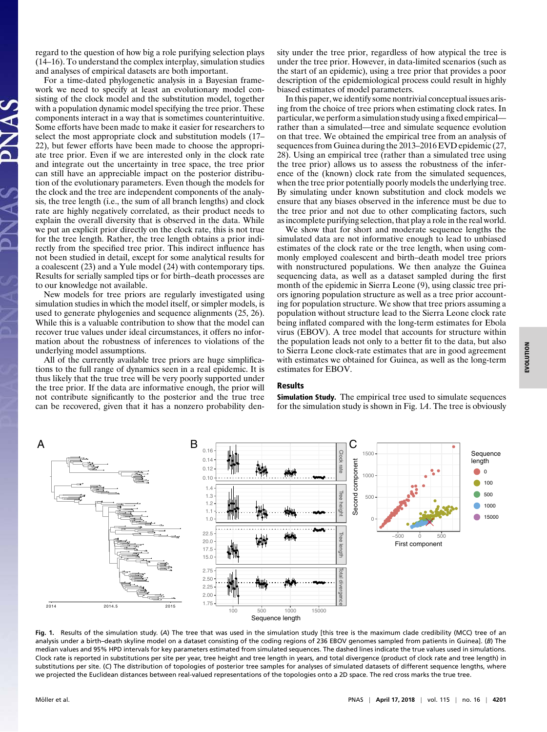regard to the question of how big a role purifying selection plays (14–16). To understand the complex interplay, simulation studies and analyses of empirical datasets are both important.

For a time-dated phylogenetic analysis in a Bayesian framework we need to specify at least an evolutionary model consisting of the clock model and the substitution model, together with a population dynamic model specifying the tree prior. These components interact in a way that is sometimes counterintuitive. Some efforts have been made to make it easier for researchers to select the most appropriate clock and substitution models (17–22), but fewer efforts have been made to choose the appropriate tree prior. Even if we are interested only in the clock rate and integrate out the uncertainty in tree space, the tree prior can still have an appreciable impact on the posterior distribution of the evolutionary parameters. Even though the models for the clock and the tree are independent components of the analysis, the tree length (i.e., the sum of all branch lengths) and clock rate are highly negatively correlated, as their product needs to explain the overall diversity that is observed in the data. While we put an explicit prior directly on the clock rate, this is not true for the tree length. Rather, the tree length obtains a prior indirectly from the specified tree prior. This indirect influence has not been studied in detail, except for some analytical results for a coalescent (23) and a Yule model (24) with contemporary tips. Results for serially sampled tips or for birth–death processes are to our knowledge not available.

New models for tree priors are regularly investigated using simulation studies in which the model itself, or simpler models, is used to generate phylogenies and sequence alignments (25, 26). While this is a valuable contribution to show that the model can recover true values under ideal circumstances, it offers no information about the robustness of inferences to violations of the underlying model assumptions.

All of the currently available tree priors are huge simplifications to the full range of dynamics seen in a real epidemic. It is thus likely that the true tree will be very poorly supported under the tree prior. If the data are informative enough, the prior will not contribute significantly to the posterior and the true tree can be recovered, given that it has a nonzero probability density under the tree prior, regardless of how atypical the tree is under the tree prior. However, in data-limited scenarios (such as the start of an epidemic), using a tree prior that provides a poor description of the epidemiological process could result in highly biased estimates of model parameters.

In this paper, we identify some nontrivial conceptual issues arising from the choice of tree priors when estimating clock rates. In particular, we perform a simulation study using a fixed empirical—rather than a simulated—tree and simulate sequence evolution on that tree. We obtained the empirical tree from an analysis of sequences from Guinea during the 2013–2016 EVD epidemic (27, 28). Using an empirical tree (rather than a simulated tree using the tree prior) allows us to assess the robustness of the inference of the (known) clock rate from the simulated sequences, when the tree prior potentially poorly models the underlying tree. By simulating under known substitution and clock models we ensure that any biases observed in the inference must be due to the tree prior and not due to other complicating factors, such as incomplete purifying selection, that play a role in the real world.

We show that for short and moderate sequence lengths the simulated data are not informative enough to lead to unbiased estimates of the clock rate or the tree length, when using commonly employed coalescent and birth–death model tree priors with nonstructured populations. We then analyze the Guinea sequencing data, as well as a dataset sampled during the first month of the epidemic in Sierra Leone (9), using classic tree priors ignoring population structure as well as a tree prior accounting for population structure. We show that tree priors assuming a population without structure lead to the Sierra Leone clock rate being inflated compared with the long-term estimates for Ebola virus (EBOV). A tree model that accounts for structure within the population leads not only to a better fit to the data, but also to Sierra Leone clock-rate estimates that are in good agreement with estimates we obtained for Guinea, as well as the long-term estimates for EBOV.

## Results

**Simulation Study.** The empirical tree used to simulate sequences for the simulation study is shown in Fig. 1*A*. The tree is obviously

**Fig. 1.** Results of the simulation study. (*A*) The tree that was used in the simulation study [this tree is the maximum clade credibility (MCC) tree of an analysis under a birth–death skyline model on a dataset consisting of the coding regions of 236 EBOV genomes sampled from patients in Guinea]. (*B*) The median values and 95% HPD intervals for key parameters estimated from simulated sequences. The dashed lines indicate the true values used in simulations. Clock rate is reported in substitutions per site per year, tree height and tree length in years, and total divergence (product of clock rate and tree length) in substitutions per site. (*C*) The distribution of topologies of posterior tree samples for analyses of simulated datasets of different sequence lengths, where we projected the Euclidean distances between real-valued representations of the topologies onto a 2D space. The red cross marks the true tree.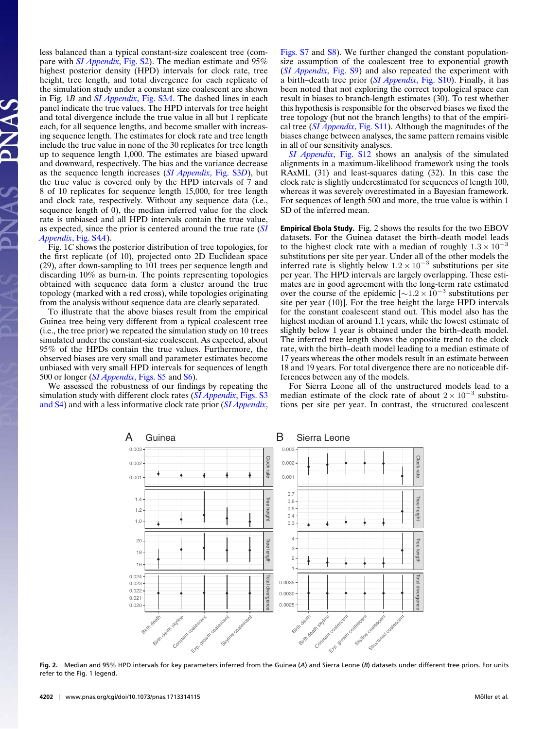less balanced than a typical constant-size coalescent tree (compare with *SI Appendix*, Fig. S2). The median estimate and 95% highest posterior density (HPD) intervals for clock rate, tree height, tree length, and total divergence for each replicate of the simulation study under a constant size coalescent are shown in Fig. 1*B* and *SI Appendix*, Fig. S3*A*. The dashed lines in each panel indicate the true values. The HPD intervals for tree height and total divergence include the true value in all but 1 replicate each, for all sequence lengths, and become smaller with increasing sequence length. The estimates for clock rate and tree length include the true value in none of the 30 replicates for tree length up to sequence length 1,000. The estimates are biased upward and downward, respectively. The bias and the variance decrease as the sequence length increases (*SI Appendix*, Fig. S3*D*), but the true value is covered only by the HPD intervals of 7 and 8 of 10 replicates for sequence length 15,000, for tree length and clock rate, respectively. Without any sequence data (i.e., sequence length of 0), the median inferred value for the clock rate is unbiased and all HPD intervals contain the true value, as expected, since the prior is centered around the true rate (*SI Appendix*, Fig. S4*A*).

Fig. 1*C* shows the posterior distribution of tree topologies, for the first replicate (of 10), projected onto 2D Euclidean space (29), after down-sampling to 101 trees per sequence length and discarding 10% as burn-in. The points representing topologies obtained with sequence data form a cluster around the true topology (marked with a red cross), while topologies originating from the analysis without sequence data are clearly separated.

To illustrate that the above biases result from the empirical Guinea tree being very different from a typical coalescent tree (i.e., the tree prior) we repeated the simulation study on 10 trees simulated under the constant-size coalescent. As expected, about 95% of the HPDs contain the true values. Furthermore, the observed biases are very small and parameter estimates become unbiased with very small HPD intervals for sequences of length 500 or longer (*SI Appendix*, Figs. S5 and S6).

We assessed the robustness of our findings by repeating the simulation study with different clock rates (*SI Appendix*, Figs. S3 and S4) and with a less informative clock rate prior (*SI Appendix*, Figs. S7 and S8). We further changed the constant population-size assumption of the coalescent tree to exponential growth (*SI Appendix*, Fig. S9) and also repeated the experiment with a birth–death tree prior (*SI Appendix*, Fig. S10). Finally, it has been noted that not exploring the correct topological space can result in biases to branch-length estimates (30). To test whether this hypothesis is responsible for the observed biases we fixed the tree topology (but not the branch lengths) to that of the empirical tree (*SI Appendix*, Fig. S11). Although the magnitudes of the biases change between analyses, the same pattern remains visible in all of our sensitivity analyses.

*SI Appendix*, Fig. S12 shows an analysis of the simulated alignments in a maximum-likelihood framework using the tools RAxML (31) and least-squares dating (32). In this case the clock rate is slightly underestimated for sequences of length 100, whereas it was severely overestimated in a Bayesian framework. For sequences of length 500 and more, the true value is within 1 SD of the inferred mean.

**Empirical Ebola Study.** Fig. 2 shows the results for the two EBOV datasets. For the Guinea dataset the birth–death model leads to the highest clock rate with a median of roughly $1.3 \times 10^{-3}$ substitutions per site per year. Under all of the other models the inferred rate is slightly below $1.2 \times 10^{-3}$ substitutions per site per year. The HPD intervals are largely overlapping. These estimates are in good agreement with the long-term rate estimated over the course of the epidemic [$\sim 1.2 \times 10^{-3}$ substitutions per site per year (10)]. For the tree height the large HPD intervals for the constant coalescent stand out. This model also has the highest median of around 1.1 years, while the lowest estimate of slightly below 1 year is obtained under the birth–death model. The inferred tree length shows the opposite trend to the clock rate, with the birth–death model leading to a median estimate of 17 years whereas the other models result in an estimate between 18 and 19 years. For total divergence there are no noticeable differences between any of the models.

For Sierra Leone all of the unstructured models lead to a median estimate of the clock rate of about $2 \times 10^{-3}$ substitutions per site per year. In contrast, the structured coalescent

**Fig. 2.** Median and 95% HPD intervals for key parameters inferred from the Guinea (*A*) and Sierra Leone (*B*) datasets under different tree priors. For units refer to the Fig. 1 legend.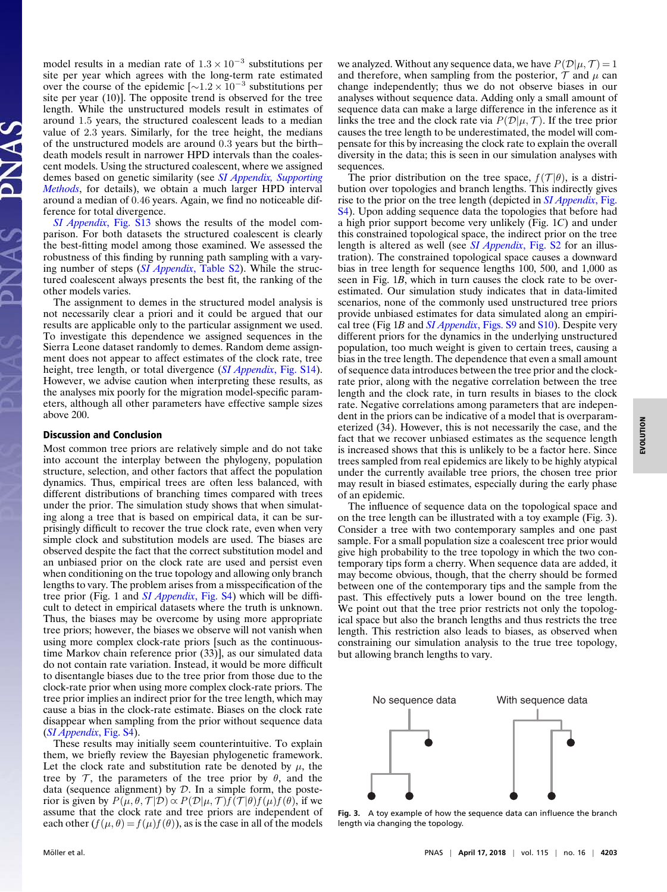model results in a median rate of $1.3 \times 10^{-3}$ substitutions per site per year which agrees with the long-term rate estimated over the course of the epidemic [$\sim 1.2 \times 10^{-3}$ substitutions per site per year (10)]. The opposite trend is observed for the tree length. While the unstructured models result in estimates of around 1.5 years, the structured coalescent leads to a median value of 2.3 years. Similarly, for the tree height, the medians of the unstructured models are around 0.3 years but the birth–death models result in narrower HPD intervals than the coalescent models. Using the structured coalescent, where we assigned demes based on genetic similarity (see *SI Appendix, Supporting Methods*, for details), we obtain a much larger HPD interval around a median of 0.46 years. Again, we find no noticeable difference for total divergence.

*SI Appendix*, Fig. S13 shows the results of the model comparison. For both datasets the structured coalescent is clearly the best-fitting model among those examined. We assessed the robustness of this finding by running path sampling with a varying number of steps (*SI Appendix*, Table S2). While the structured coalescent always presents the best fit, the ranking of the other models varies.

The assignment to demes in the structured model analysis is not necessarily clear a priori and it could be argued that our results are applicable only to the particular assignment we used. To investigate this dependence we assigned sequences in the Sierra Leone dataset randomly to demes. Random deme assignment does not appear to affect estimates of the clock rate, tree height, tree length, or total divergence (*SI Appendix*, Fig. S14). However, we advise caution when interpreting these results, as the analyses mix poorly for the migration model-specific parameters, although all other parameters have effective sample sizes above 200.

## Discussion and Conclusion

Most common tree priors are relatively simple and do not take into account the interplay between the phylogeny, population structure, selection, and other factors that affect the population dynamics. Thus, empirical trees are often less balanced, with different distributions of branching times compared with trees under the prior. The simulation study shows that when simulating along a tree that is based on empirical data, it can be surprisingly difficult to recover the true clock rate, even when very simple clock and substitution models are used. The biases are observed despite the fact that the correct substitution model and an unbiased prior on the clock rate are used and persist even when conditioning on the true topology and allowing only branch lengths to vary. The problem arises from a misspecification of the tree prior (Fig. 1 and *SI Appendix*, Fig. S4) which will be difficult to detect in empirical datasets where the truth is unknown. Thus, the biases may be overcome by using more appropriate tree priors; however, the biases we observe will not vanish when using more complex clock-rate priors [such as the continuous-time Markov chain reference prior (33)], as our simulated data do not contain rate variation. Instead, it would be more difficult to disentangle biases due to the tree prior from those due to the clock-rate prior when using more complex clock-rate priors. The tree prior implies an indirect prior for the tree length, which may cause a bias in the clock-rate estimate. Biases on the clock rate disappear when sampling from the prior without sequence data (*SI Appendix*, Fig. S4).

These results may initially seem counterintuitive. To explain them, we briefly review the Bayesian phylogenetic framework. Let the clock rate and substitution rate be denoted by $\mu$, the tree by $\mathcal{T}$, the parameters of the tree prior by $\theta$, and the data (sequence alignment) by $\mathcal{D}$. In a simple form, the posterior is given by $P(\mu, \theta, \mathcal{T}|\mathcal{D}) \propto P(\mathcal{D}|\mu, \mathcal{T}) f(\mathcal{T}|\theta) f(\mu) f(\theta)$, if we assume that the clock rate and tree priors are independent of each other ($f(\mu, \theta) = f(\mu) f(\theta)$), as is the case in all of the models we analyzed. Without any sequence data, we have $P(\mathcal{D}|\mu, \mathcal{T}) = 1$ and therefore, when sampling from the posterior, $\mathcal{T}$ and $\mu$ can change independently; thus we do not observe biases in our analyses without sequence data. Adding only a small amount of sequence data can make a large difference in the inference as it links the tree and the clock rate via $P(\mathcal{D}|\mu, \mathcal{T})$. If the tree prior causes the tree length to be underestimated, the model will compensate for this by increasing the clock rate to explain the overall diversity in the data; this is seen in our simulation analyses with sequences.

The prior distribution on the tree space, $f(\mathcal{T}|\theta)$, is a distribution over topologies and branch lengths. This indirectly gives rise to the prior on the tree length (depicted in *SI Appendix*, Fig. S4). Upon adding sequence data the topologies that before had a high prior support become very unlikely (Fig. 1*C*) and under this constrained topological space, the indirect prior on the tree length is altered as well (see *SI Appendix*, Fig. S2 for an illustration). The constrained topological space causes a downward bias in tree length for sequence lengths 100, 500, and 1,000 as seen in Fig. 1*B*, which in turn causes the clock rate to be overestimated. Our simulation study indicates that in data-limited scenarios, none of the commonly used unstructured tree priors provide unbiased estimates for data simulated along an empirical tree (Fig 1*B* and *SI Appendix*, Figs. S9 and S10). Despite very different priors for the dynamics in the underlying unstructured population, too much weight is given to certain trees, causing a bias in the tree length. The dependence that even a small amount of sequence data introduces between the tree prior and the clock-rate prior, along with the negative correlation between the tree length and the clock rate, in turn results in biases to the clock rate. Negative correlations among parameters that are independent in the priors can be indicative of a model that is overparameterized (34). However, this is not necessarily the case, and the fact that we recover unbiased estimates as the sequence length is increased shows that this is unlikely to be a factor here. Since trees sampled from real epidemics are likely to be highly atypical under the currently available tree priors, the chosen tree prior may result in biased estimates, especially during the early phase of an epidemic.

The influence of sequence data on the topological space and on the tree length can be illustrated with a toy example (Fig. 3). Consider a tree with two contemporary samples and one past sample. For a small population size a coalescent tree prior would give high probability to the tree topology in which the two contemporary tips form a cherry. When sequence data are added, it may become obvious, though, that the cherry should be formed between one of the contemporary tips and the sample from the past. This effectively puts a lower bound on the tree length. We point out that the tree prior restricts not only the topological space but also the branch lengths and thus restricts the tree length. This restriction also leads to biases, as observed when constraining our simulation analysis to the true tree topology, but allowing branch lengths to vary.

No sequence data

With sequence data

**Fig. 3.** A toy example of how the sequence data can influence the branch length via changing the topology.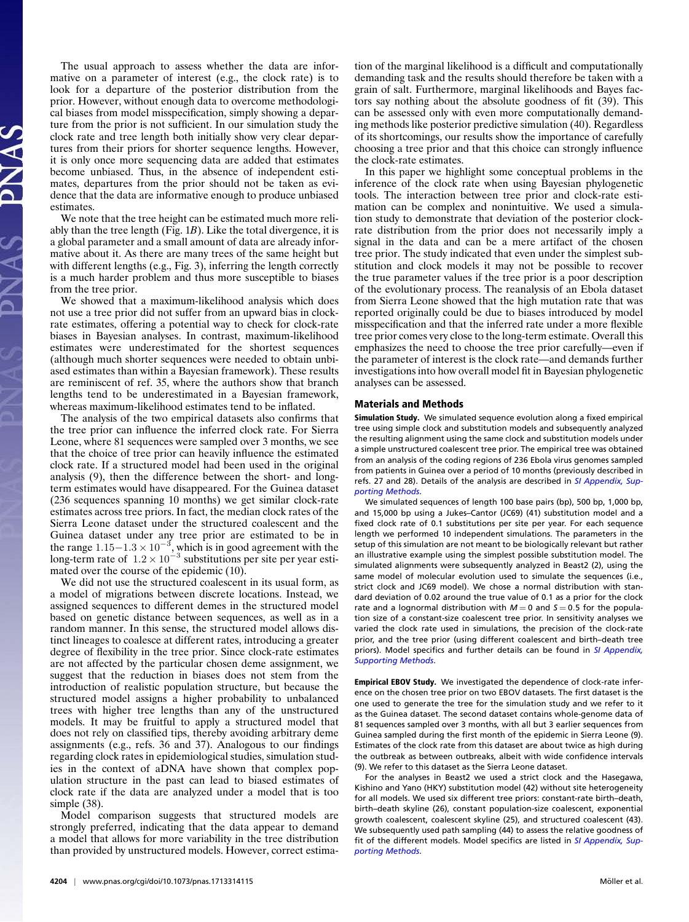The usual approach to assess whether the data are informative on a parameter of interest (e.g., the clock rate) is to look for a departure of the posterior distribution from the prior. However, without enough data to overcome methodological biases from model misspecification, simply showing a departure from the prior is not sufficient. In our simulation study the clock rate and tree length both initially show very clear departures from their priors for shorter sequence lengths. However, it is only once more sequencing data are added that estimates become unbiased. Thus, in the absence of independent estimates, departures from the prior should not be taken as evidence that the data are informative enough to produce unbiased estimates.

We note that the tree height can be estimated much more reliably than the tree length (Fig. 1*B*). Like the total divergence, it is a global parameter and a small amount of data are already informative about it. As there are many trees of the same height but with different lengths (e.g., Fig. 3), inferring the length correctly is a much harder problem and thus more susceptible to biases from the tree prior.

We showed that a maximum-likelihood analysis which does not use a tree prior did not suffer from an upward bias in clock-rate estimates, offering a potential way to check for clock-rate biases in Bayesian analyses. In contrast, maximum-likelihood estimates were underestimated for the shortest sequences (although much shorter sequences were needed to obtain unbiased estimates than within a Bayesian framework). These results are reminiscent of ref. 35, where the authors show that branch lengths tend to be underestimated in a Bayesian framework, whereas maximum-likelihood estimates tend to be inflated.

The analysis of the two empirical datasets also confirms that the tree prior can influence the inferred clock rate. For Sierra Leone, where 81 sequences were sampled over 3 months, we see that the choice of tree prior can heavily influence the estimated clock rate. If a structured model had been used in the original analysis (9), then the difference between the short- and long-term estimates would have disappeared. For the Guinea dataset (236 sequences spanning 10 months) we get similar clock-rate estimates across tree priors. In fact, the median clock rates of the Sierra Leone dataset under the structured coalescent and the Guinea dataset under any tree prior are estimated to be in the range $1.15–1.3 \times 10^{-3}$, which is in good agreement with the long-term rate of $1.2 \times 10^{-3}$ substitutions per site per year estimated over the course of the epidemic (10).

We did not use the structured coalescent in its usual form, as a model of migrations between discrete locations. Instead, we assigned sequences to different demes in the structured model based on genetic distance between sequences, as well as in a random manner. In this sense, the structured model allows distinct lineages to coalesce at different rates, introducing a greater degree of flexibility in the tree prior. Since clock-rate estimates are not affected by the particular chosen deme assignment, we suggest that the reduction in biases does not stem from the introduction of realistic population structure, but because the structured model assigns a higher probability to unbalanced trees with higher tree lengths than any of the unstructured models. It may be fruitful to apply a structured model that does not rely on classified tips, thereby avoiding arbitrary deme assignments (e.g., refs. 36 and 37). Analogous to our findings regarding clock rates in epidemiological studies, simulation studies in the context of aDNA have shown that complex population structure in the past can lead to biased estimates of clock rate if the data are analyzed under a model that is too simple (38).

Model comparison suggests that structured models are strongly preferred, indicating that the data appear to demand a model that allows for more variability in the tree distribution than provided by unstructured models. However, correct estimation of the marginal likelihood is a difficult and computationally demanding task and the results should therefore be taken with a grain of salt. Furthermore, marginal likelihoods and Bayes factors say nothing about the absolute goodness of fit (39). This can be assessed only with even more computationally demanding methods like posterior predictive simulation (40). Regardless of its shortcomings, our results show the importance of carefully choosing a tree prior and that this choice can strongly influence the clock-rate estimates.

In this paper we highlight some conceptual problems in the inference of the clock rate when using Bayesian phylogenetic tools. The interaction between tree prior and clock-rate estimation can be complex and nonintuitive. We used a simulation study to demonstrate that deviation of the posterior clock-rate distribution from the prior does not necessarily imply a signal in the data and can be a mere artifact of the chosen tree prior. The study indicated that even under the simplest substitution and clock models it may not be possible to recover the true parameter values if the tree prior is a poor description of the evolutionary process. The reanalysis of an Ebola dataset from Sierra Leone showed that the high mutation rate that was reported originally could be due to biases introduced by model misspecification and that the inferred rate under a more flexible tree prior comes very close to the long-term estimate. Overall this emphasizes the need to choose the tree prior carefully—even if the parameter of interest is the clock rate—and demands further investigations into how overall model fit in Bayesian phylogenetic analyses can be assessed.

## Materials and Methods

**Simulation Study.** We simulated sequence evolution along a fixed empirical tree using simple clock and substitution models and subsequently analyzed the resulting alignment using the same clock and substitution models under a simple unstructured coalescent tree prior. The empirical tree was obtained from an analysis of the coding regions of 236 Ebola virus genomes sampled from patients in Guinea over a period of 10 months (previously described in refs. 27 and 28). Details of the analysis are described in *SI Appendix, Supporting Methods*.

We simulated sequences of length 100 base pairs (bp), 500 bp, 1,000 bp, and 15,000 bp using a Jukes–Cantor (JC69) (41) substitution model and a fixed clock rate of 0.1 substitutions per site per year. For each sequence length we performed 10 independent simulations. The parameters in the setup of this simulation are not meant to be biologically relevant but rather an illustrative example using the simplest possible substitution model. The simulated alignments were subsequently analyzed in Beast2 (2), using the same model of molecular evolution used to simulate the sequences (i.e., strict clock and JC69 model). We chose a normal distribution with standard deviation of 0.02 around the true value of 0.1 as a prior for the clock rate and a lognormal distribution with $M = 0$ and $S = 0.5$ for the population size of a constant-size coalescent tree prior. In sensitivity analyses we varied the clock rate used in simulations, the precision of the clock-rate prior, and the tree prior (using different coalescent and birth–death tree priors). Model specifics and further details can be found in *SI Appendix, Supporting Methods*.

**Empirical EBOV Study.** We investigated the dependence of clock-rate inference on the chosen tree prior on two EBOV datasets. The first dataset is the one used to generate the tree for the simulation study and we refer to it as the Guinea dataset. The second dataset contains whole-genome data of 81 sequences sampled over 3 months, with all but 3 earlier sequences from Guinea sampled during the first month of the epidemic in Sierra Leone (9). Estimates of the clock rate from this dataset are about twice as high during the outbreak as between outbreaks, albeit with wide confidence intervals (9). We refer to this dataset as the Sierra Leone dataset.

For the analyses in Beast2 we used a strict clock and the Hasegawa, Kishino and Yano (HKY) substitution model (42) without site heterogeneity for all models. We used six different tree priors: constant-rate birth–death, birth–death skyline (26), constant population-size coalescent, exponential growth coalescent, coalescent skyline (25), and structured coalescent (43). We subsequently used path sampling (44) to assess the relative goodness of fit of the different models. Model specifics are listed in *SI Appendix, Supporting Methods*.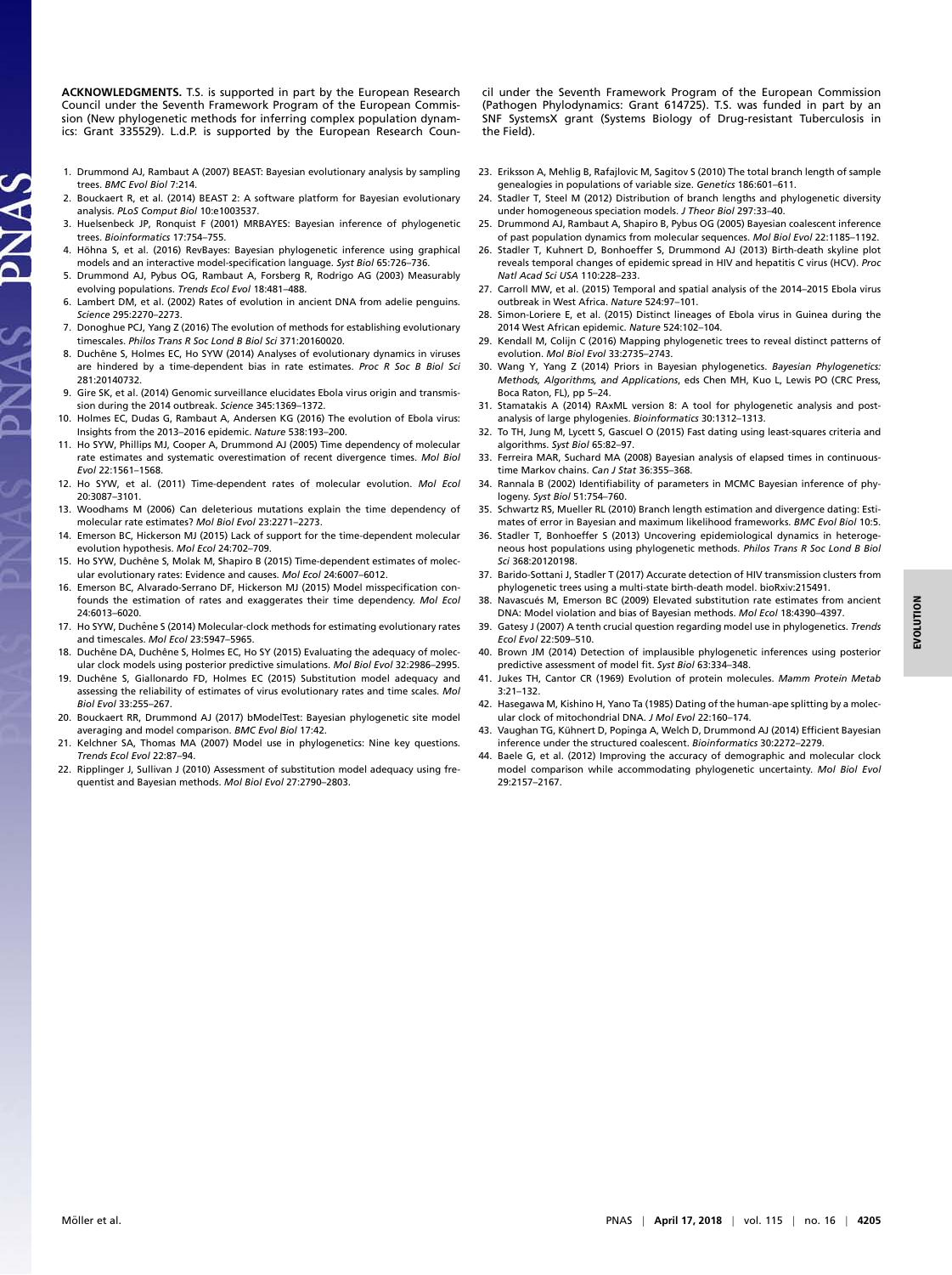**ACKNOWLEDGMENTS.** T.S. is supported in part by the European Research Council under the Seventh Framework Program of the European Commission (New phylogenetic methods for inferring complex population dynamics: Grant 335529). L.d.P. is supported by the European Research Council under the Seventh Framework Program of the European Commission (Pathogen Phylodynamics: Grant 614725). T.S. was funded in part by an SNF SystemsX grant (Systems Biology of Drug-resistant Tuberculosis in the Field).

1. Drummond AJ, Rambaut A (2007) BEAST: Bayesian evolutionary analysis by sampling trees. *BMC Evol Biol* 7:214.
2. Bouckaert R, et al. (2014) BEAST 2: A software platform for Bayesian evolutionary analysis. *PLoS Comput Biol* 10:e1003537.
3. Huelsenbeck JP, Ronquist F (2001) MRBAYES: Bayesian inference of phylogenetic trees. *Bioinformatics* 17:754–755.
4. Höhna S, et al. (2016) RevBayes: Bayesian phylogenetic inference using graphical models and an interactive model-specification language. *Syst Biol* 65:726–736.
5. Drummond AJ, Pybus OG, Rambaut A, Forsberg R, Rodrigo AG (2003) Measurably evolving populations. *Trends Ecol Evol* 18:481–488.
6. Lambert DM, et al. (2002) Rates of evolution in ancient DNA from adelie penguins. *Science* 295:2270–2273.
7. Donoghue PCJ, Yang Z (2016) The evolution of methods for establishing evolutionary timescales. *Philos Trans R Soc Lond B Biol Sci* 371:20160020.
8. Duchêne S, Holmes EC, Ho SYW (2014) Analyses of evolutionary dynamics in viruses are hindered by a time-dependent bias in rate estimates. *Proc R Soc B Biol Sci* 281:20140732.
9. Gire SK, et al. (2014) Genomic surveillance elucidates Ebola virus origin and transmission during the 2014 outbreak. *Science* 345:1369–1372.
10. Holmes EC, Dudas G, Rambaut A, Andersen KG (2016) The evolution of Ebola virus: Insights from the 2013–2016 epidemic. *Nature* 538:193–200.
11. Ho SYW, Phillips MJ, Cooper A, Drummond AJ (2005) Time dependency of molecular rate estimates and systematic overestimation of recent divergence times. *Mol Biol Evol* 22:1561–1568.
12. Ho SYW, et al. (2011) Time-dependent rates of molecular evolution. *Mol Ecol* 20:3087–3101.
13. Woodhams M (2006) Can deleterious mutations explain the time dependency of molecular rate estimates? *Mol Biol Evol* 23:2271–2273.
14. Emerson BC, Hickerson MJ (2015) Lack of support for the time-dependent molecular evolution hypothesis. *Mol Ecol* 24:702–709.
15. Ho SYW, Duchêne S, Molak M, Shapiro B (2015) Time-dependent estimates of molecular evolutionary rates: Evidence and causes. *Mol Ecol* 24:6007–6012.
16. Emerson BC, Alvarado-Serrano DF, Hickerson MJ (2015) Model misspecification confounds the estimation of rates and exaggerates their time dependency. *Mol Ecol* 24:6013–6020.
17. Ho SYW, Duchêne S (2014) Molecular-clock methods for estimating evolutionary rates and timescales. *Mol Ecol* 23:5947–5965.
18. Duchêne DA, Duchêne S, Holmes EC, Ho SY (2015) Evaluating the adequacy of molecular clock models using posterior predictive simulations. *Mol Biol Evol* 32:2986–2995.
19. Duchêne S, Giallonardo FD, Holmes EC (2015) Substitution model adequacy and assessing the reliability of estimates of virus evolutionary rates and time scales. *Mol Biol Evol* 33:255–267.
20. Bouckaert RR, Drummond AJ (2017) bModelTest: Bayesian phylogenetic site model averaging and model comparison. *BMC Evol Biol* 17:42.
21. Kelchner SA, Thomas MA (2007) Model use in phylogenetics: Nine key questions. *Trends Ecol Evol* 22:87–94.
22. Ripplinger J, Sullivan J (2010) Assessment of substitution model adequacy using frequentist and Bayesian methods. *Mol Biol Evol* 27:2790–2803.
23. Eriksson A, Mehlig B, Rafajlovic M, Sagitov S (2010) The total branch length of sample genealogies in populations of variable size. *Genetics* 186:601–611.
24. Stadler T, Steel M (2012) Distribution of branch lengths and phylogenetic diversity under homogeneous speciation models. *J Theor Biol* 297:33–40.
25. Drummond AJ, Rambaut A, Shapiro B, Pybus OG (2005) Bayesian coalescent inference of past population dynamics from molecular sequences. *Mol Biol Evol* 22:1185–1192.
26. Stadler T, Kuhnert D, Bonhoeffer S, Drummond AJ (2013) Birth-death skyline plot reveals temporal changes of epidemic spread in HIV and hepatitis C virus (HCV). *Proc Natl Acad Sci USA* 110:228–233.
27. Carroll MW, et al. (2015) Temporal and spatial analysis of the 2014–2015 Ebola virus outbreak in West Africa. *Nature* 524:97–101.
28. Simon-Loriere E, et al. (2015) Distinct lineages of Ebola virus in Guinea during the 2014 West African epidemic. *Nature* 524:102–104.
29. Kendall M, Colijn C (2016) Mapping phylogenetic trees to reveal distinct patterns of evolution. *Mol Biol Evol* 33:2735–2743.
30. Wang Y, Yang Z (2014) Priors in Bayesian phylogenetics. *Bayesian Phylogenetics: Methods, Algorithms, and Applications*, eds Chen MH, Kuo L, Lewis PO (CRC Press, Boca Raton, FL), pp 5–24.
31. Stamatakis A (2014) RAxML version 8: A tool for phylogenetic analysis and post-analysis of large phylogenies. *Bioinformatics* 30:1312–1313.
32. To TH, Jung M, Lycett S, Gascuel O (2015) Fast dating using least-squares criteria and algorithms. *Syst Biol* 65:82–97.
33. Ferreira MAR, Suchard MA (2008) Bayesian analysis of elapsed times in continuous-time Markov chains. *Can J Stat* 36:355–368.
34. Rannala B (2002) Identifiability of parameters in MCMC Bayesian inference of phylogeny. *Syst Biol* 51:754–760.
35. Schwartz RS, Mueller RL (2010) Branch length estimation and divergence dating: Estimates of error in Bayesian and maximum likelihood frameworks. *BMC Evol Biol* 10:5.
36. Stadler T, Bonhoeffer S (2013) Uncovering epidemiological dynamics in heterogeneous host populations using phylogenetic methods. *Philos Trans R Soc Lond B Biol Sci* 368:20120198.
37. Barido-Sottani J, Stadler T (2017) Accurate detection of HIV transmission clusters from phylogenetic trees using a multi-state birth-death model. bioRxiv:215491.
38. Navascués M, Emerson BC (2009) Elevated substitution rate estimates from ancient DNA: Model violation and bias of Bayesian methods. *Mol Ecol* 18:4390–4397.
39. Gatesy J (2007) A tenth crucial question regarding model use in phylogenetics. *Trends Ecol Evol* 22:509–510.
40. Brown JM (2014) Detection of implausible phylogenetic inferences using posterior predictive assessment of model fit. *Syst Biol* 63:334–348.
41. Jukes TH, Cantor CR (1969) Evolution of protein molecules. *Mamm Protein Metab* 3:21–132.
42. Hasegawa M, Kishino H, Yano Ta (1985) Dating of the human-ape splitting by a molecular clock of mitochondrial DNA. *J Mol Evol* 22:160–174.
43. Vaughan TG, Kühnert D, Popinga A, Welch D, Drummond AJ (2014) Efficient Bayesian inference under the structured coalescent. *Bioinformatics* 30:2272–2279.
44. Baele G, et al. (2012) Improving the accuracy of demographic and molecular clock model comparison while accommodating phylogenetic uncertainty. *Mol Biol Evol* 29:2157–2167.